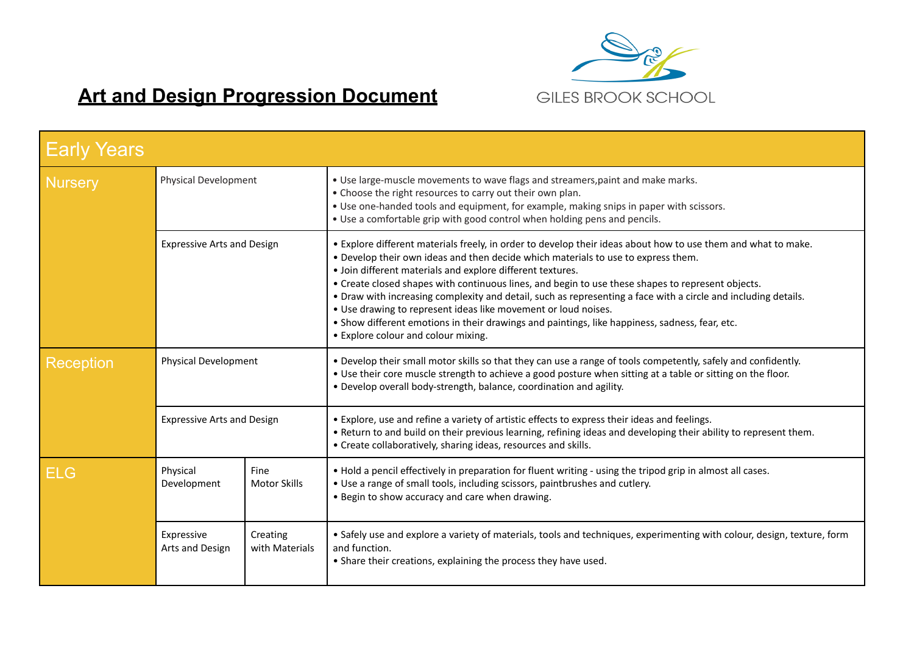# Art and Design Progression Document

GILES BROOK SCHOOL

| Early Years | | | |
|---|---|---|---|
| Nursery | Physical Development | | • Use large-muscle movements to wave flags and streamers,paint and make marks.<br>• Choose the right resources to carry out their own plan.<br>• Use one-handed tools and equipment, for example, making snips in paper with scissors.<br>• Use a comfortable grip with good control when holding pens and pencils. |
| | Expressive Arts and Design | | • Explore different materials freely, in order to develop their ideas about how to use them and what to make.<br>• Develop their own ideas and then decide which materials to use to express them.<br>• Join different materials and explore different textures.<br>• Create closed shapes with continuous lines, and begin to use these shapes to represent objects.<br>• Draw with increasing complexity and detail, such as representing a face with a circle and including details.<br>• Use drawing to represent ideas like movement or loud noises.<br>• Show different emotions in their drawings and paintings, like happiness, sadness, fear, etc.<br>• Explore colour and colour mixing. |
| Reception | Physical Development | | • Develop their small motor skills so that they can use a range of tools competently, safely and confidently.<br>• Use their core muscle strength to achieve a good posture when sitting at a table or sitting on the floor.<br>• Develop overall body-strength, balance, coordination and agility. |
| | Expressive Arts and Design | | • Explore, use and refine a variety of artistic effects to express their ideas and feelings.<br>• Return to and build on their previous learning, refining ideas and developing their ability to represent them.<br>• Create collaboratively, sharing ideas, resources and skills. |
| ELG | Physical Development | Fine Motor Skills | • Hold a pencil effectively in preparation for fluent writing - using the tripod grip in almost all cases.<br>• Use a range of small tools, including scissors, paintbrushes and cutlery.<br>• Begin to show accuracy and care when drawing. |
| | Expressive Arts and Design | Creating with Materials | • Safely use and explore a variety of materials, tools and techniques, experimenting with colour, design, texture, form and function.<br>• Share their creations, explaining the process they have used. |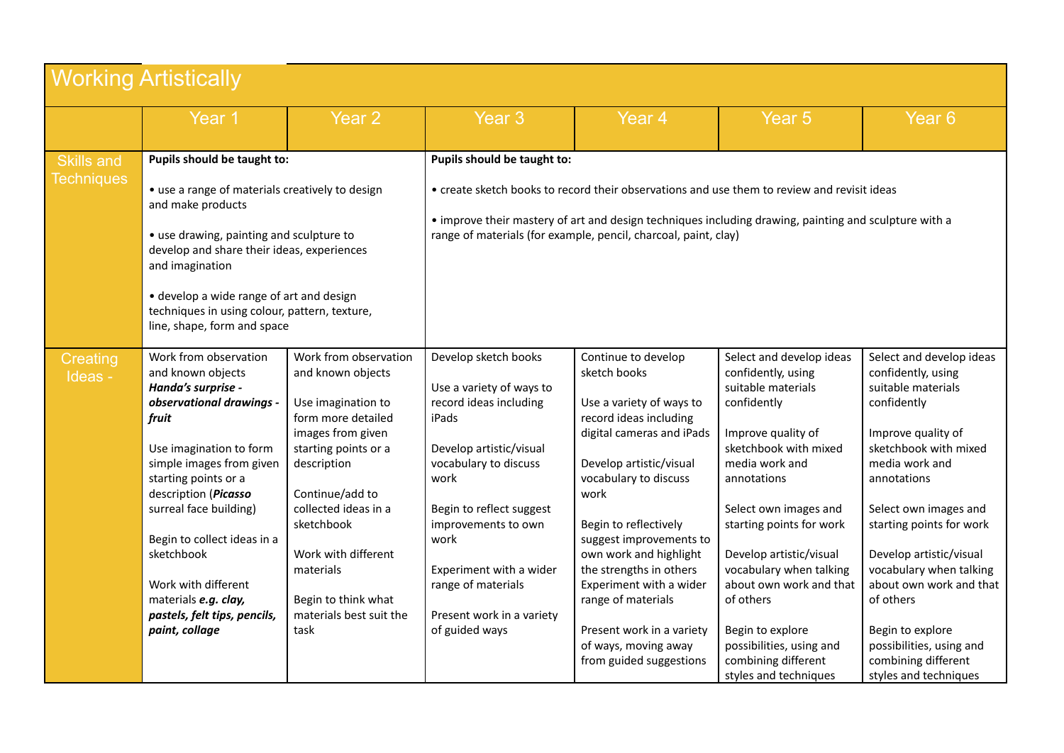## Working Artistically

| | Year 1 | Year 2 | Year 3 | Year 4 | Year 5 | Year 6 |
|---|---|---|---|---|---|---|
| Skills and Techniques | **Pupils should be taught to:**<br><br>• use a range of materials creatively to design and make products<br><br>• use drawing, painting and sculpture to develop and share their ideas, experiences and imagination<br><br>• develop a wide range of art and design techniques in using colour, pattern, texture, line, shape, form and space | | **Pupils should be taught to:**<br><br>• create sketch books to record their observations and use them to review and revisit ideas<br><br>• improve their mastery of art and design techniques including drawing, painting and sculpture with a range of materials (for example, pencil, charcoal, paint, clay) | | | |
| Creating Ideas - | Work from observation and known objects<br>***Handa's surprise - observational drawings - fruit***<br><br>Use imagination to form simple images from given starting points or a description (***Picasso*** surreal face building)<br><br>Begin to collect ideas in a sketchbook<br><br>Work with different materials ***e.g. clay, pastels, felt tips, pencils, paint, collage*** | Work from observation and known objects<br><br>Use imagination to form more detailed images from given starting points or a description<br><br>Continue/add to collected ideas in a sketchbook<br><br>Work with different materials<br><br>Begin to think what materials best suit the task | Develop sketch books<br><br>Use a variety of ways to record ideas including iPads<br><br>Develop artistic/visual vocabulary to discuss work<br><br>Begin to reflect suggest improvements to own work<br><br>Experiment with a wider range of materials<br><br>Present work in a variety of guided ways | Continue to develop sketch books<br><br>Use a variety of ways to record ideas including digital cameras and iPads<br><br>Develop artistic/visual vocabulary to discuss work<br><br>Begin to reflectively suggest improvements to own work and highlight the strengths in others<br>Experiment with a wider range of materials<br><br>Present work in a variety of ways, moving away from guided suggestions | Select and develop ideas confidently, using suitable materials confidently<br><br>Improve quality of sketchbook with mixed media work and annotations<br><br>Select own images and starting points for work<br><br>Develop artistic/visual vocabulary when talking about own work and that of others<br><br>Begin to explore possibilities, using and combining different styles and techniques | Select and develop ideas confidently, using suitable materials confidently<br><br>Improve quality of sketchbook with mixed media work and annotations<br><br>Select own images and starting points for work<br><br>Develop artistic/visual vocabulary when talking about own work and that of others<br><br>Begin to explore possibilities, using and combining different styles and techniques |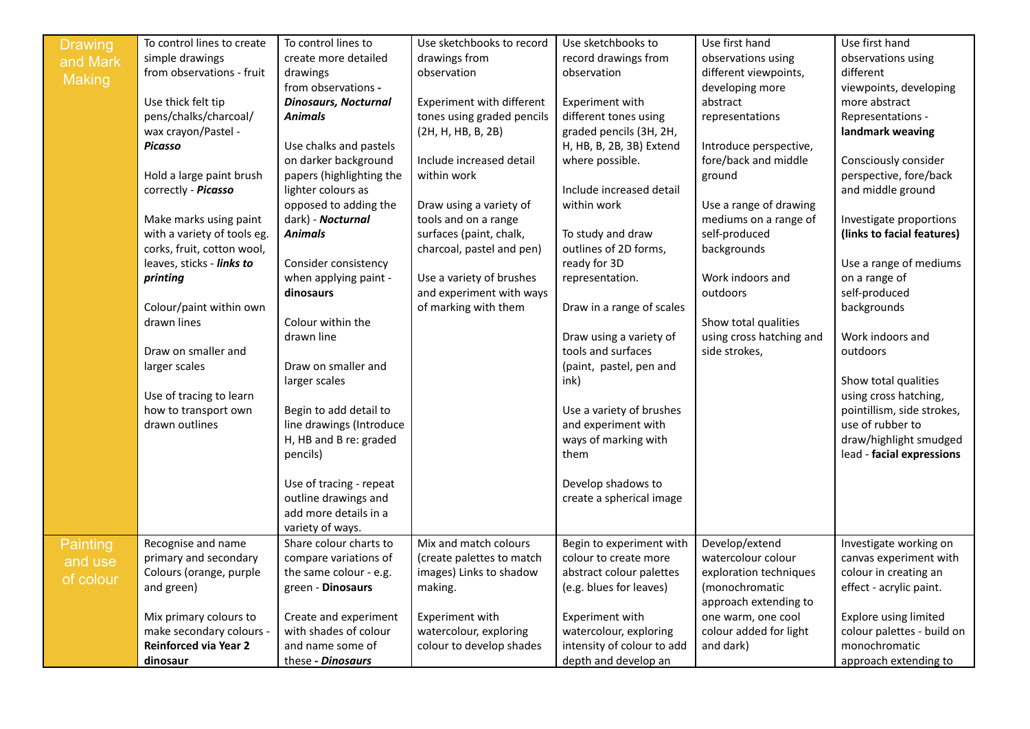| | | | | | | |
|---|---|---|---|---|---|---|
| Drawing and Mark Making | To control lines to create simple drawings from observations - fruit<br><br>Use thick felt tip pens/chalks/charcoal/ wax crayon/Pastel - ***Picasso***<br><br>Hold a large paint brush correctly - ***Picasso***<br><br>Make marks using paint with a variety of tools eg. corks, fruit, cotton wool, leaves, sticks - ***links to printing***<br><br>Colour/paint within own drawn lines<br><br>Draw on smaller and larger scales<br><br>Use of tracing to learn how to transport own drawn outlines | To control lines to create more detailed drawings from observations **-** ***Dinosaurs, Nocturnal Animals***<br><br>Use chalks and pastels on darker background papers (highlighting the lighter colours as opposed to adding the dark) - ***Nocturnal Animals***<br><br>Consider consistency when applying paint - **dinosaurs**<br><br>Colour within the drawn line<br><br>Draw on smaller and larger scales<br><br>Begin to add detail to line drawings (Introduce H, HB and B re: graded pencils)<br><br>Use of tracing - repeat outline drawings and add more details in a variety of ways. | Use sketchbooks to record drawings from observation<br><br>Experiment with different tones using graded pencils (2H, H, HB, B, 2B)<br><br>Include increased detail within work<br><br>Draw using a variety of tools and on a range surfaces (paint, chalk, charcoal, pastel and pen)<br><br>Use a variety of brushes and experiment with ways of marking with them | Use sketchbooks to record drawings from observation<br><br>Experiment with different tones using graded pencils (3H, 2H, H, HB, B, 2B, 3B) Extend where possible.<br><br>Include increased detail within work<br><br>To study and draw outlines of 2D forms, ready for 3D representation.<br><br>Draw in a range of scales<br><br>Draw using a variety of tools and surfaces (paint, pastel, pen and ink)<br><br>Use a variety of brushes and experiment with ways of marking with them<br><br>Develop shadows to create a spherical image | Use first hand observations using different viewpoints, developing more abstract representations<br><br>Introduce perspective, fore/back and middle ground<br><br>Use a range of drawing mediums on a range of self-produced backgrounds<br><br>Work indoors and outdoors<br><br>Show total qualities using cross hatching and side strokes, | Use first hand observations using different viewpoints, developing more abstract Representations - **landmark weaving**<br><br>Consciously consider perspective, fore/back and middle ground<br><br>Investigate proportions **(links to facial features)**<br><br>Use a range of mediums on a range of self-produced backgrounds<br><br>Work indoors and outdoors<br><br>Show total qualities using cross hatching, pointillism, side strokes, use of rubber to draw/highlight smudged lead - **facial expressions** |
| Painting and use of colour | Recognise and name primary and secondary Colours (orange, purple and green)<br><br>Mix primary colours to make secondary colours - **Reinforced via Year 2 dinosaur** | Share colour charts to compare variations of the same colour - e.g. green - **Dinosaurs**<br><br>Create and experiment with shades of colour and name some of these **-** ***Dinosaurs*** | Mix and match colours (create palettes to match images) Links to shadow making.<br><br>Experiment with watercolour, exploring colour to develop shades | Begin to experiment with colour to create more abstract colour palettes (e.g. blues for leaves)<br><br>Experiment with watercolour, exploring intensity of colour to add depth and develop an | Develop/extend watercolour colour exploration techniques (monochromatic approach extending to one warm, one cool colour added for light and dark) | Investigate working on canvas experiment with colour in creating an effect - acrylic paint.<br><br>Explore using limited colour palettes - build on monochromatic approach extending to |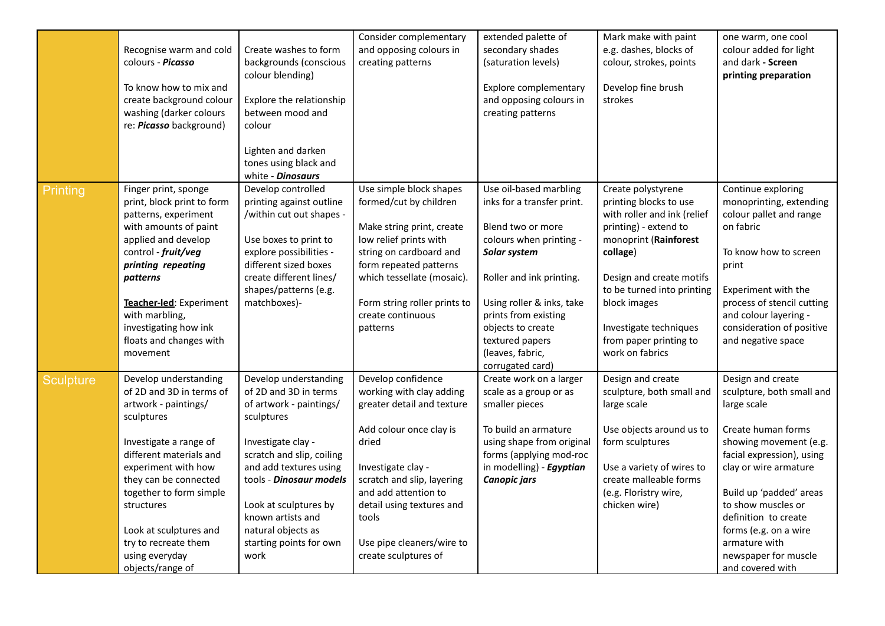| | | | | | | |
|---|---|---|---|---|---|---|
| | Recognise warm and cold colours - ***Picasso***<br><br>To know how to mix and create background colour washing (darker colours re: ***Picasso*** background) | Create washes to form backgrounds (conscious colour blending)<br><br>Explore the relationship between mood and colour<br><br>Lighten and darken tones using black and white - ***Dinosaurs*** | Consider complementary and opposing colours in creating patterns | extended palette of secondary shades (saturation levels)<br><br>Explore complementary and opposing colours in creating patterns | Mark make with paint e.g. dashes, blocks of colour, strokes, points<br><br>Develop fine brush strokes | one warm, one cool colour added for light and dark **- Screen printing preparation** |
| Printing | Finger print, sponge print, block print to form patterns, experiment with amounts of paint applied and develop control - ***fruit/veg printing repeating patterns***<br><br>**Teacher-led**: Experiment with marbling, investigating how ink floats and changes with movement | Develop controlled printing against outline /within cut out shapes -<br><br>Use boxes to print to explore possibilities - different sized boxes create different lines/ shapes/patterns (e.g. matchboxes)- | Use simple block shapes formed/cut by children<br><br>Make string print, create low relief prints with string on cardboard and form repeated patterns which tessellate (mosaic).<br><br>Form string roller prints to create continuous patterns | Use oil-based marbling inks for a transfer print.<br><br>Blend two or more colours when printing - ***Solar system***<br><br>Roller and ink printing.<br><br>Using roller & inks, take prints from existing objects to create textured papers (leaves, fabric, corrugated card) | Create polystyrene printing blocks to use with roller and ink (relief printing) - extend to monoprint (**Rainforest collage**)<br><br>Design and create motifs to be turned into printing block images<br><br>Investigate techniques from paper printing to work on fabrics | Continue exploring monoprinting, extending colour pallet and range on fabric<br><br>To know how to screen print<br><br>Experiment with the process of stencil cutting and colour layering - consideration of positive and negative space |
| Sculpture | Develop understanding of 2D and 3D in terms of artwork - paintings/ sculptures<br><br>Investigate a range of different materials and experiment with how they can be connected together to form simple structures<br><br>Look at sculptures and try to recreate them using everyday objects/range of | Develop understanding of 2D and 3D in terms of artwork - paintings/ sculptures<br><br>Investigate clay - scratch and slip, coiling and add textures using tools - ***Dinosaur models***<br><br>Look at sculptures by known artists and natural objects as starting points for own work | Develop confidence working with clay adding greater detail and texture<br><br>Add colour once clay is dried<br><br>Investigate clay - scratch and slip, layering and add attention to detail using textures and tools<br><br>Use pipe cleaners/wire to create sculptures of | Create work on a larger scale as a group or as smaller pieces<br><br>To build an armature using shape from original forms (applying mod-roc in modelling) - ***Egyptian Canopic jars*** | Design and create sculpture, both small and large scale<br><br>Use objects around us to form sculptures<br><br>Use a variety of wires to create malleable forms (e.g. Floristry wire, chicken wire) | Design and create sculpture, both small and large scale<br><br>Create human forms showing movement (e.g. facial expression), using clay or wire armature<br><br>Build up 'padded' areas to show muscles or definition to create forms (e.g. on a wire armature with newspaper for muscle and covered with |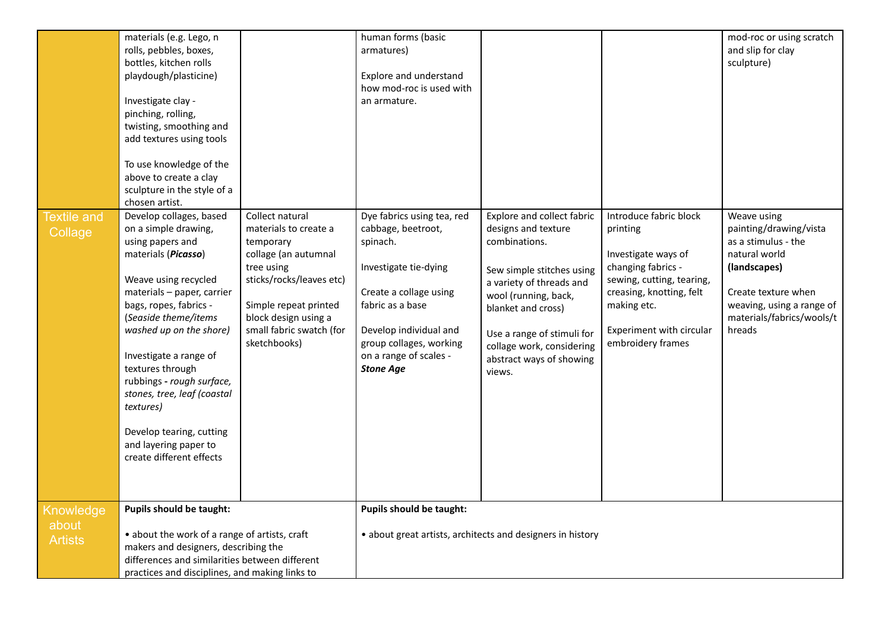| | | | | | | |
|---|---|---|---|---|---|---|
| | materials (e.g. Lego, n rolls, pebbles, boxes, bottles, kitchen rolls playdough/plasticine)<br><br>Investigate clay - pinching, rolling, twisting, smoothing and add textures using tools<br><br>To use knowledge of the above to create a clay sculpture in the style of a chosen artist. | | human forms (basic armatures)<br><br>Explore and understand how mod-roc is used with an armature. | | | mod-roc or using scratch and slip for clay sculpture) |
| Textile and Collage | Develop collages, based on a simple drawing, using papers and materials (***Picasso***)<br><br>Weave using recycled materials – paper, carrier bags, ropes, fabrics - (*Seaside theme/items washed up on the shore)*<br><br>Investigate a range of textures through rubbings - *rough surface, stones, tree, leaf (coastal textures)*<br><br>Develop tearing, cutting and layering paper to create different effects | Collect natural materials to create a temporary collage (an autumnal tree using sticks/rocks/leaves etc)<br><br>Simple repeat printed block design using a small fabric swatch (for sketchbooks) | Dye fabrics using tea, red cabbage, beetroot, spinach.<br><br>Investigate tie-dying<br><br>Create a collage using fabric as a base<br><br>Develop individual and group collages, working on a range of scales - ***Stone Age*** | Explore and collect fabric designs and texture combinations.<br><br>Sew simple stitches using a variety of threads and wool (running, back, blanket and cross)<br><br>Use a range of stimuli for collage work, considering abstract ways of showing views. | Introduce fabric block printing<br><br>Investigate ways of changing fabrics - sewing, cutting, tearing, creasing, knotting, felt making etc.<br><br>Experiment with circular embroidery frames | Weave using painting/drawing/vista as a stimulus - the natural world **(landscapes)**<br><br>Create texture when weaving, using a range of materials/fabrics/wools/threads |
| Knowledge about Artists | **Pupils should be taught:**<br><br>• about the work of a range of artists, craft makers and designers, describing the differences and similarities between different practices and disciplines, and making links to | | **Pupils should be taught:**<br><br>• about great artists, architects and designers in history | | | |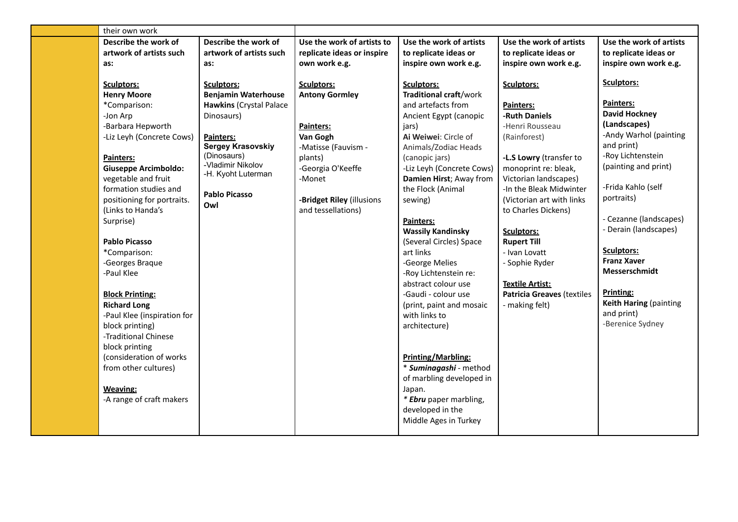| | | | | | | |
|---|---|---|---|---|---|---|
| | their own work | | | | | |
| | **Describe the work of artwork of artists such as:**<br><br>**Sculptors:**<br>**Henry Moore**<br>*Comparison:<br>-Jon Arp<br>-Barbara Hepworth<br>-Liz Leyh (Concrete Cows)<br><br>**Painters:**<br>**Giuseppe Arcimboldo:** vegetable and fruit formation studies and positioning for portraits. (Links to Handa's Surprise)<br><br>**Pablo Picasso**<br>*Comparison:<br>-Georges Braque<br>-Paul Klee<br><br>**Block Printing:**<br>**Richard Long**<br>-Paul Klee (inspiration for block printing)<br>-Traditional Chinese block printing (consideration of works from other cultures)<br><br>**Weaving:**<br>-A range of craft makers | **Describe the work of artwork of artists such as:**<br><br>**Sculptors:**<br>**Benjamin Waterhouse Hawkins** (Crystal Palace Dinosaurs)<br><br>**Painters:**<br>**Sergey Krasovskiy** (Dinosaurs)<br>-Vladimir Nikolov<br>-H. Kyoht Luterman<br><br>**Pablo Picasso Owl** | **Use the work of artists to replicate ideas or inspire own work e.g.**<br><br>**Sculptors:**<br>**Antony Gormley**<br><br>**Painters:**<br>**Van Gogh**<br>-Matisse (Fauvism - plants)<br>-Georgia O'Keeffe<br>-Monet<br><br>**-Bridget Riley** (illusions and tessellations) | **Use the work of artists to replicate ideas or inspire own work e.g.**<br><br>**Sculptors:**<br>**Traditional craft**/work and artefacts from Ancient Egypt (canopic jars)<br>**Ai Weiwei**: Circle of Animals/Zodiac Heads (canopic jars)<br>-Liz Leyh (Concrete Cows)<br>**Damien Hirst**; Away from the Flock (Animal sewing)<br><br>**Painters:**<br>**Wassily Kandinsky** (Several Circles) Space art links<br>-George Melies<br>-Roy Lichtenstein re: abstract colour use<br>-Gaudi - colour use (print, paint and mosaic with links to architecture)<br><br>**Printing/Marbling:**<br>* ***Suminagashi*** - method of marbling developed in Japan.<br>* ***Ebru*** paper marbling, developed in the Middle Ages in Turkey | **Use the work of artists to replicate ideas or inspire own work e.g.**<br><br>**Sculptors:**<br><br>**Painters:**<br>**-Ruth Daniels**<br>-Henri Rousseau (Rainforest)<br><br>**-L.S Lowry** (transfer to monoprint re: bleak, Victorian landscapes)<br>-In the Bleak Midwinter (Victorian art with links to Charles Dickens)<br><br>**Sculptors:**<br>**Rupert Till**<br>- Ivan Lovatt<br>- Sophie Ryder<br><br>**Textile Artist:**<br>**Patricia Greaves** (textiles - making felt) | **Use the work of artists to replicate ideas or inspire own work e.g.**<br><br>**Sculptors:**<br><br>**Painters:**<br>**David Hockney (Landscapes)**<br>-Andy Warhol (painting and print)<br>-Roy Lichtenstein (painting and print)<br><br>-Frida Kahlo (self portraits)<br><br>- Cezanne (landscapes)<br>- Derain (landscapes)<br><br>**Sculptors:**<br>**Franz Xaver Messerschmidt**<br><br>**Printing:**<br>**Keith Haring** (painting and print)<br>-Berenice Sydney |